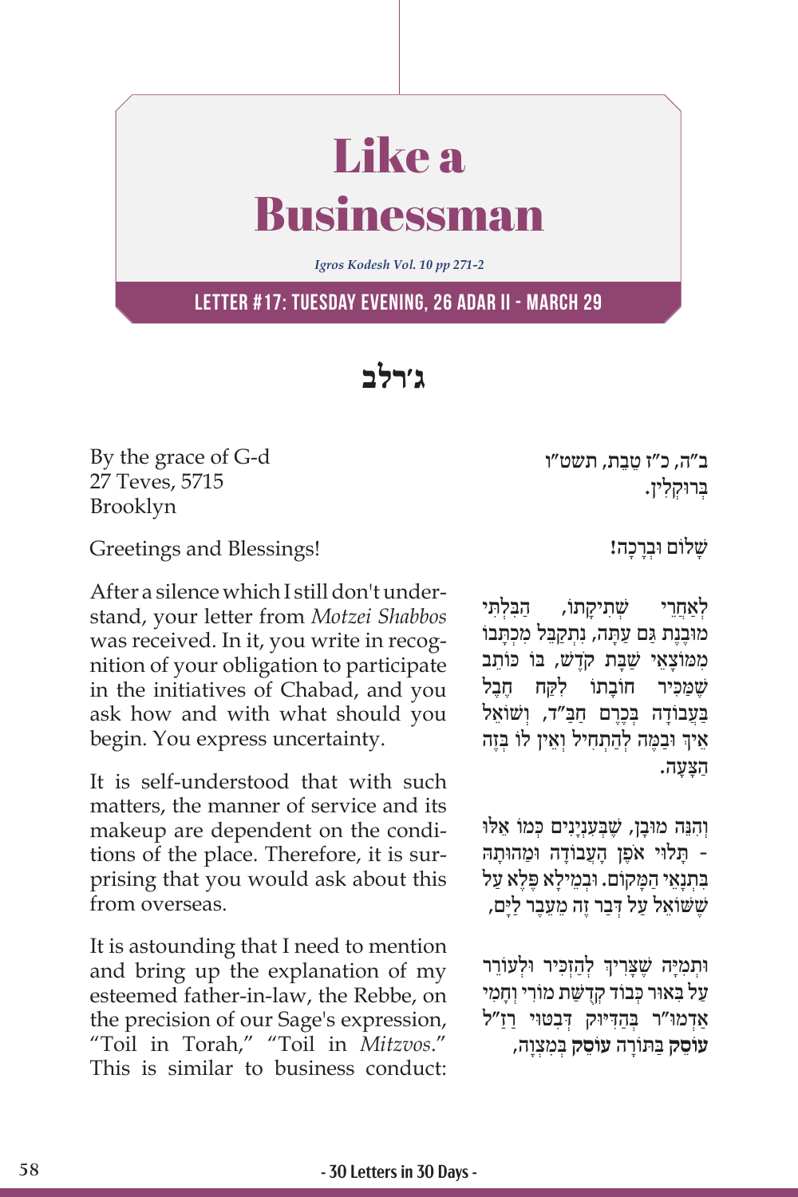# Like a Businessman

*Igros Kodesh Vol. 10 pp 271-2*

**LETTER #17: TUESDAY EVENING, 26 ADAR II - MARCH 29**

## ג׳רלב

By the grace of G-d
27 Teves, 5715
Brooklyn

Greetings and Blessings!

After a silence which I still don't understand, your letter from *Motzei Shabbos* was received. In it, you write in recognition of your obligation to participate in the initiatives of Chabad, and you ask how and with what should you begin. You express uncertainty.

It is self-understood that with such matters, the manner of service and its makeup are dependent on the conditions of the place. Therefore, it is surprising that you would ask about this from overseas.

It is astounding that I need to mention and bring up the explanation of my esteemed father-in-law, the Rebbe, on the precision of our Sage's expression, "Toil in Torah," "Toil in *Mitzvos*." This is similar to business conduct:

ב"ה, כ"ז טֵבֵת, תשט"ו
בְּרוּקְלִין.

שָׁלוֹם וּבְרָכָה!

לְאַחֲרֵי שְׁתִיקָתוֹ, הַבִּלְתִּי מוּבֶנֶת גַּם עַתָּה, נִתְקַבֵּל מִכְתָּבוֹ מִמּוֹצָאֵי שַׁבַּת קֹדֶשׁ, בּוֹ כּוֹתֵב שֶׁמַּכִּיר חוֹבָתוֹ לִקַּח חֵבֶל בַּעֲבוֹדָה בְּכֶרֶם חַבַּ"ד, וְשׁוֹאֵל אֵיךְ וּבַמֶּה לְהַתְחִיל וְאֵין לוֹ בְּזֶה הַצָּעָה.

וְהִנֵּה מוּבָן, שֶׁבְּעִנְיָנִים כְּמוֹ אֵלּוּ - תָּלוּי אֹפֶן הָעֲבוֹדָה וּמַהוּתָהּ בִּתְנָאֵי הַמָּקוֹם. וּבְמֵילָא פֶּלֶא עַל שֶׁשּׁוֹאֵל עַל דְּבַר זֶה מֵעֵבֶר לַיָּם,

וּתְמִיָּה שֶׁצָּרִיךְ לְהַזְכִּיר וּלְעוֹרֵר עַל בֵּאוּר כְּבוֹד קְדֻשַּׁת מוֹרִי וְחָמִי אַדְמוּ"ר בְּהַדִּיּוּק דְּבִטּוּי רַזַ"ל **עוֹסֵק** בַּתּוֹרָה **עוֹסֵק** בְּמִצְוָה,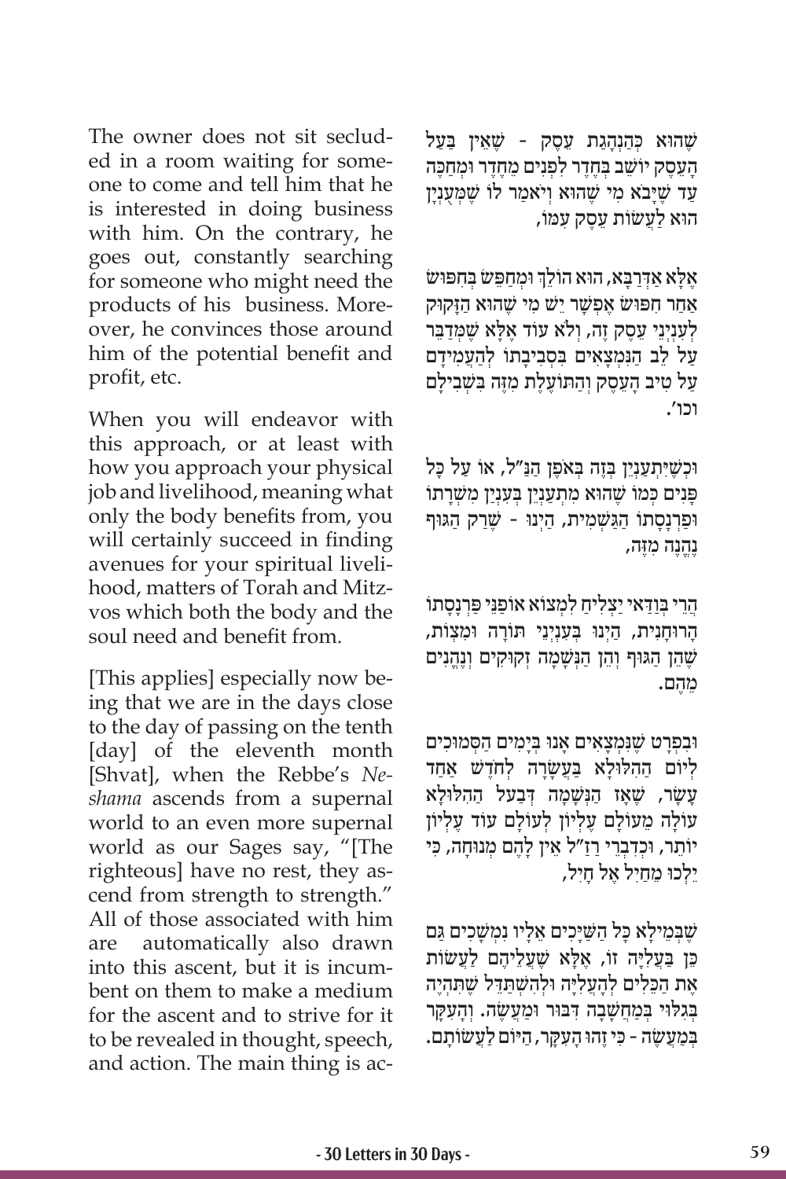The owner does not sit secluded in a room waiting for someone to come and tell him that he is interested in doing business with him. On the contrary, he goes out, constantly searching for someone who might need the products of his business. Moreover, he convinces those around him of the potential benefit and profit, etc.

When you will endeavor with this approach, or at least with how you approach your physical job and livelihood, meaning what only the body benefits from, you will certainly succeed in finding avenues for your spiritual livelihood, matters of Torah and Mitzvos which both the body and the soul need and benefit from.

[This applies] especially now being that we are in the days close to the day of passing on the tenth [day] of the eleventh month [Shvat], when the Rebbe's *Neshama* ascends from a supernal world to an even more supernal world as our Sages say, "[The righteous] have no rest, they ascend from strength to strength." All of those associated with him are automatically also drawn into this ascent, but it is incumbent on them to make a medium for the ascent and to strive for it to be revealed in thought, speech, and action. The main thing is ac-

שֶׁהוּא כְּהַנְהָגַת עֵסֶק - שֶׁאֵין בַּעַל הָעֵסֶק יוֹשֵׁב בְּחֶדֶר לִפְנִים מֵחֶדֶר וּמְחַכֶּה עַד שֶׁיָּבֹא מִי שֶׁהוּא וְיֹאמַר לוֹ שֶׁמְּעֻנְיָן הוּא לַעֲשׂוֹת עֵסֶק עִמּוֹ,

אֶלָּא אַדְּרַבָּא, הוּא הוֹלֵךְ וּמְחַפֵּשׂ בְּחִפּוּשׂ אַחַר חִפּוּשׂ אֶפְשָׁר יֵשׁ מִי שֶׁהוּא הַזָּקוּק לְעִנְיְנֵי עֵסֶק זֶה, וְלֹא עוֹד אֶלָּא שֶׁמְּדַבֵּר עַל לֵב הַנִּמְצָאִים בִּסְבִיבָתוֹ לְהַעֲמִידָם עַל טִיב הָעֵסֶק וְהַתּוֹעֶלֶת מִזֶּה בִּשְׁבִילָם וכו'.

וּכְשֶׁיִּתְעַנְיֵן בָּזֶה בְּאֹפֶן הַנַּ"ל, אוֹ עַל כָּל פָּנִים כְּמוֹ שֶׁהוּא מִתְעַנְיֵן בְּעִנְיַן מִשְׂרָתוֹ וּפַרְנָסָתוֹ הַגַּשְׁמִית, הַיְנוּ - שֶׁרַק הַגּוּף נֶהֱנֶה מִזֶּה,

הֲרֵי בְּוַדַּאי יַצְלִיחַ לִמְצוֹא אוֹפַנֵּי פַּרְנָסָתוֹ הָרוּחָנִית, הַיְנוּ בְּעִנְיְנֵי תּוֹרָה וּמִצְוֹת, שֶׁהֵן הַגּוּף וְהֵן הַנְּשָׁמָה זְקוּקִים וְנֶהֱנִים מֵהֶם.

וּבִפְרָט שֶׁנִּמְצָאִים אָנוּ בְּיָמִים הַסְּמוּכִים לְיוֹם הַהִלּוּלָא בַּעֲשָׂרָה לְחֹדֶשׁ אַחַד עָשָׂר, שֶׁאָז הַנְּשָׁמָה דְּבַעַל הַהִלּוּלָא עוֹלָה מֵעוֹלָם עֶלְיוֹן לְעוֹלָם עוֹד עֶלְיוֹן יוֹתֵר, וְכְדִבְרֵי רַזַ"ל אֵין לָהֶם מְנוּחָה, כִּי יֵלְכוּ מֵחַיִל אֶל חָיִל,

שֶׁבְּמֵילָא כָּל הַשַּׁיָּכִים אֵלָיו נִמְשָׁכִים גַּם כֵּן בַּעֲלִיָּה זוֹ, אֶלָּא שֶׁעֲלֵיהֶם לַעֲשׂוֹת אֶת הַכֵּלִים לְהָעֲלִיָּה וּלְהִשְׁתַּדֵּל שֶׁתִּהְיֶה בְּגִלּוּי בְּמַחְשָׁבָה דִּבּוּר וּמַעֲשֶׂה. וְהָעִקָּר בְּמַעֲשֶׂה - כִּי זֶהוּ הָעִקָּר, הַיּוֹם לַעֲשׂוֹתָם.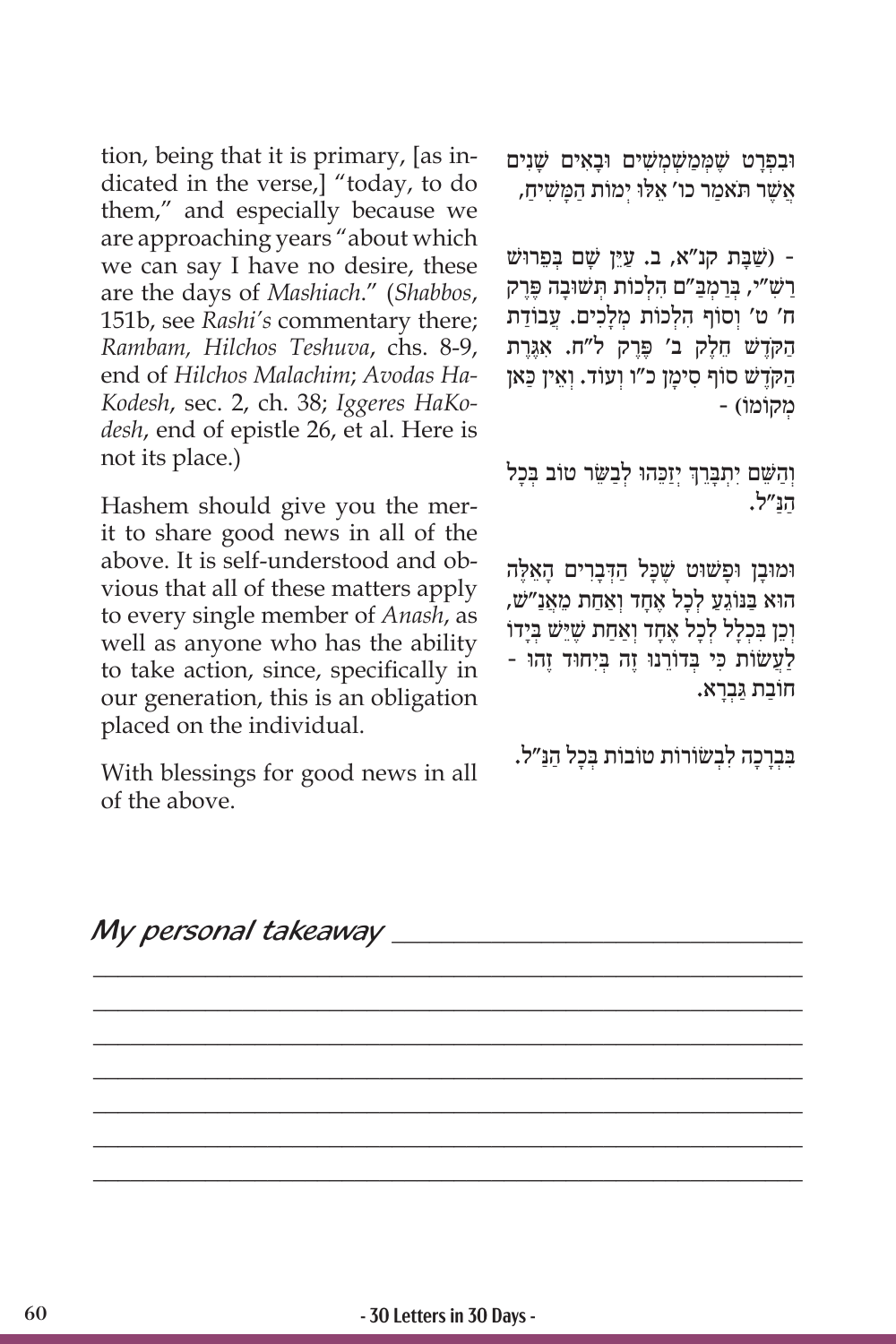tion, being that it is primary, [as indicated in the verse,] "today, to do them," and especially because we are approaching years "about which we can say I have no desire, these are the days of *Mashiach*." (*Shabbos*, 151b, see *Rashi's* commentary there; *Rambam, Hilchos Teshuva*, chs. 8-9, end of *Hilchos Malachim*; *Avodas HaKodesh*, sec. 2, ch. 38; *Iggeres HaKodesh*, end of epistle 26, et al. Here is not its place.)

Hashem should give you the merit to share good news in all of the above. It is self-understood and obvious that all of these matters apply to every single member of *Anash*, as well as anyone who has the ability to take action, since, specifically in our generation, this is an obligation placed on the individual.

With blessings for good news in all of the above.

וּבִפְרָט שֶׁמִּמַשְׁמְשִׁים וּבָאִים שָׁנִים אֲשֶׁר תֹּאמַר כו' אֵלּוּ יְמוֹת הַמָּשִׁיחַ,

- (שַׁבָּת קנ"א, ב. עַיֵּן שָׁם בְּפֵרוּשׁ רַשִׁ"י, בְּרַמְבַּ"ם הִלְכוֹת תְּשׁוּבָה פֶּרֶק ח' ט' וְסוֹף הִלְכוֹת מְלָכִים. עֲבוֹדַת הַקֹּדֶשׁ חֵלֶק ב' פֶּרֶק ל"ח. אִגֶּרֶת הַקֹּדֶשׁ סוֹף סִימָן כ"ו וְעוֹד. וְאֵין כַּאן מְקוֹמוֹ) -

וְהַשֵּׁם יִתְבָּרֵךְ יְזַכֵּהוּ לְבַשֵּׂר טוֹב בְּכָל הַנַּ"ל.

וּמוּבָן וּפָשׁוּט שֶׁכָּל הַדְּבָרִים הָאֵלֶּה הוּא בַּנּוֹגֵעַ לְכָל אֶחָד וְאַחַת מֵאַנַ"שׁ, וְכֵן בִּכְלָל לְכָל אֶחָד וְאַחַת שֶׁיֵּשׁ בְּיָדוֹ לַעֲשׂוֹת כִּי בְּדוֹרֵנוּ זֶה בְּיִחוּד זֶהוּ - חוֹבַת גַּבְרָא.

בִּבְרָכָה לִבְשׂוֹרוֹת טוֹבוֹת בְּכָל הַנַּ"ל.

*My personal takeaway* ______________________________

______________________________________________________

______________________________________________________

______________________________________________________

______________________________________________________

______________________________________________________

______________________________________________________

______________________________________________________